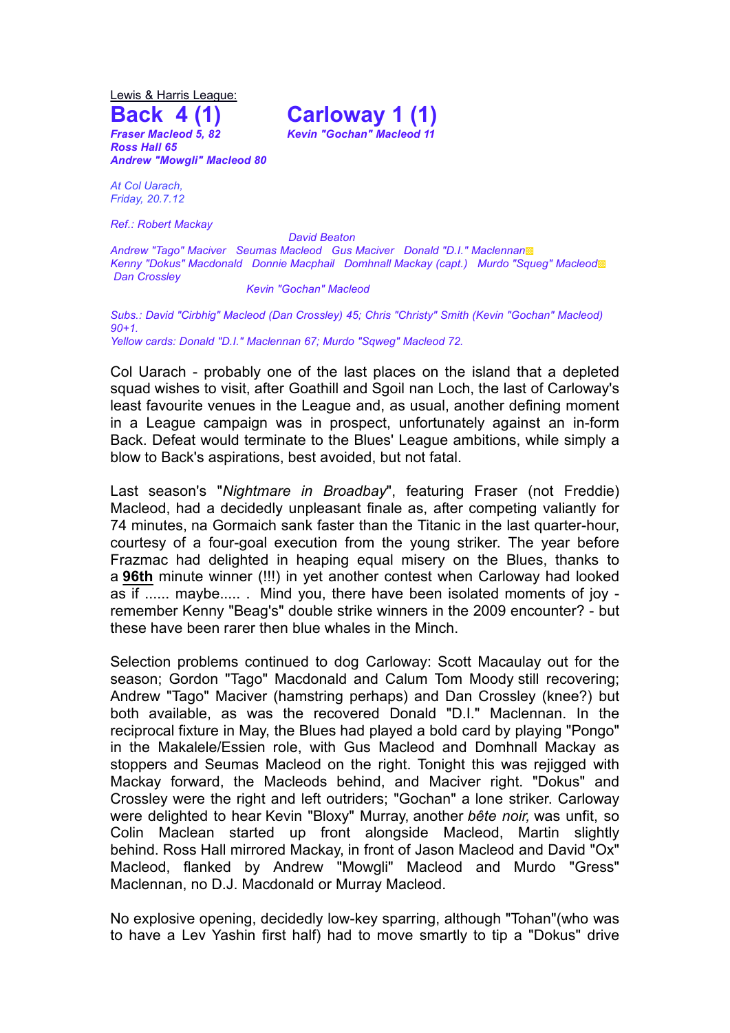Lewis & Harris League:

# Back 4 (1) Carloway 1 (1)

*Fraser Macleod 5, 82*
*Ross Hall 65*
*Andrew "Mowgli" Macleod 80*

*Kevin "Gochan" Macleod 11*

*At Col Uarach,*
*Friday, 20.7.12*

*Ref.: Robert Mackay*

*David Beaton*
*Andrew "Tago" Maciver Seumas Macleod Gus Maciver Donald "D.I." Maclennan*
*Kenny "Dokus" Macdonald Donnie Macphail Domhnall Mackay (capt.) Murdo "Squeg" Macleod*
*Dan Crossley*
*Kevin "Gochan" Macleod*

*Subs.: David "Cirbhig" Macleod (Dan Crossley) 45; Chris "Christy" Smith (Kevin "Gochan" Macleod) 90+1.*
*Yellow cards: Donald "D.I." Maclennan 67; Murdo "Sqweg" Macleod 72.*

Col Uarach - probably one of the last places on the island that a depleted squad wishes to visit, after Goathill and Sgoil nan Loch, the last of Carloway's least favourite venues in the League and, as usual, another defining moment in a League campaign was in prospect, unfortunately against an in-form Back. Defeat would terminate to the Blues' League ambitions, while simply a blow to Back's aspirations, best avoided, but not fatal.

Last season's "*Nightmare in Broadbay*", featuring Fraser (not Freddie) Macleod, had a decidedly unpleasant finale as, after competing valiantly for 74 minutes, na Gormaich sank faster than the Titanic in the last quarter-hour, courtesy of a four-goal execution from the young striker. The year before Frazmac had delighted in heaping equal misery on the Blues, thanks to a **96th** minute winner (!!!) in yet another contest when Carloway had looked as if ...... maybe..... . Mind you, there have been isolated moments of joy - remember Kenny "Beag's" double strike winners in the 2009 encounter? - but these have been rarer then blue whales in the Minch.

Selection problems continued to dog Carloway: Scott Macaulay out for the season; Gordon "Tago" Macdonald and Calum Tom Moody still recovering; Andrew "Tago" Maciver (hamstring perhaps) and Dan Crossley (knee?) but both available, as was the recovered Donald "D.I." Maclennan. In the reciprocal fixture in May, the Blues had played a bold card by playing "Pongo" in the Makalele/Essien role, with Gus Macleod and Domhnall Mackay as stoppers and Seumas Macleod on the right. Tonight this was rejigged with Mackay forward, the Macleods behind, and Maciver right. "Dokus" and Crossley were the right and left outriders; "Gochan" a lone striker. Carloway were delighted to hear Kevin "Bloxy" Murray, another *bête noir,* was unfit, so Colin Maclean started up front alongside Macleod, Martin slightly behind. Ross Hall mirrored Mackay, in front of Jason Macleod and David "Ox" Macleod, flanked by Andrew "Mowgli" Macleod and Murdo "Gress" Maclennan, no D.J. Macdonald or Murray Macleod.

No explosive opening, decidedly low-key sparring, although "Tohan"(who was to have a Lev Yashin first half) had to move smartly to tip a "Dokus" drive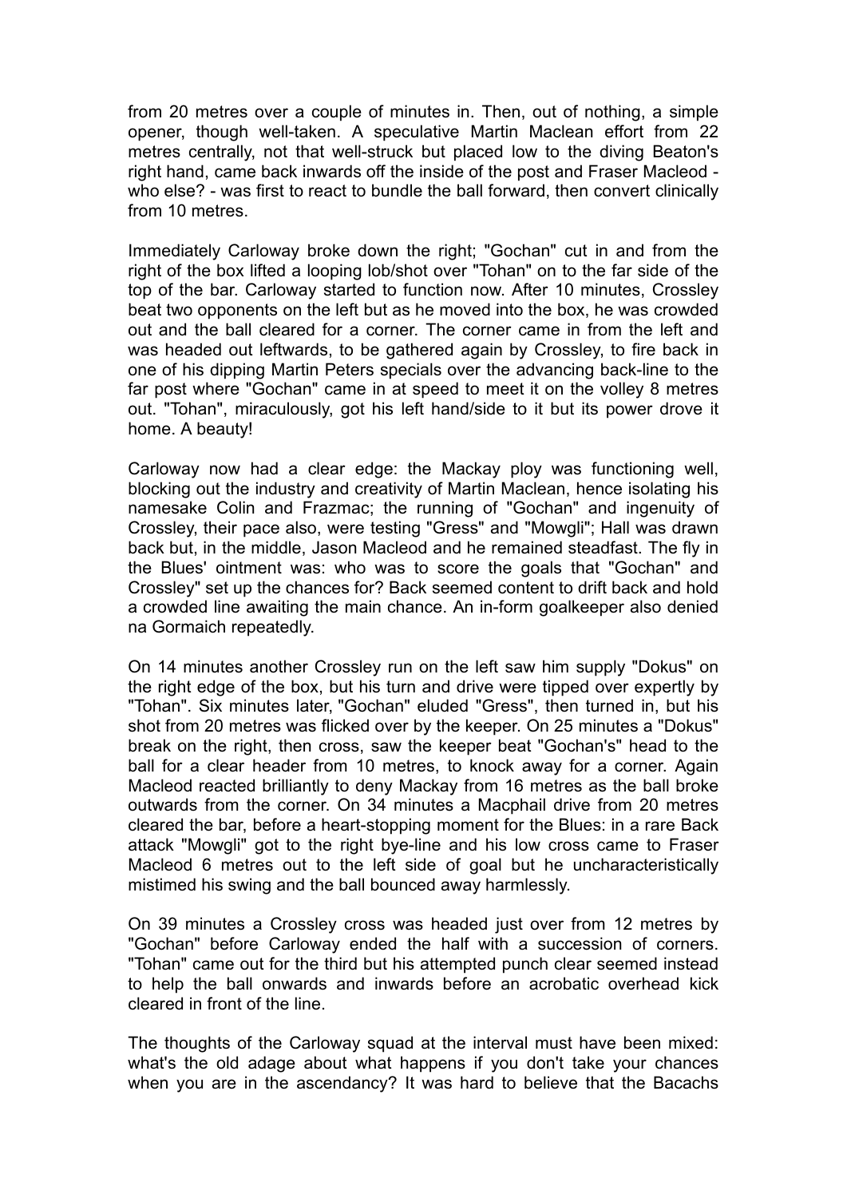from 20 metres over a couple of minutes in. Then, out of nothing, a simple opener, though well-taken. A speculative Martin Maclean effort from 22 metres centrally, not that well-struck but placed low to the diving Beaton's right hand, came back inwards off the inside of the post and Fraser Macleod - who else? - was first to react to bundle the ball forward, then convert clinically from 10 metres.

Immediately Carloway broke down the right; "Gochan" cut in and from the right of the box lifted a looping lob/shot over "Tohan" on to the far side of the top of the bar. Carloway started to function now. After 10 minutes, Crossley beat two opponents on the left but as he moved into the box, he was crowded out and the ball cleared for a corner. The corner came in from the left and was headed out leftwards, to be gathered again by Crossley, to fire back in one of his dipping Martin Peters specials over the advancing back-line to the far post where "Gochan" came in at speed to meet it on the volley 8 metres out. "Tohan", miraculously, got his left hand/side to it but its power drove it home. A beauty!

Carloway now had a clear edge: the Mackay ploy was functioning well, blocking out the industry and creativity of Martin Maclean, hence isolating his namesake Colin and Frazmac; the running of "Gochan" and ingenuity of Crossley, their pace also, were testing "Gress" and "Mowgli"; Hall was drawn back but, in the middle, Jason Macleod and he remained steadfast. The fly in the Blues' ointment was: who was to score the goals that "Gochan" and Crossley" set up the chances for? Back seemed content to drift back and hold a crowded line awaiting the main chance. An in-form goalkeeper also denied na Gormaich repeatedly.

On 14 minutes another Crossley run on the left saw him supply "Dokus" on the right edge of the box, but his turn and drive were tipped over expertly by "Tohan". Six minutes later, "Gochan" eluded "Gress", then turned in, but his shot from 20 metres was flicked over by the keeper. On 25 minutes a "Dokus" break on the right, then cross, saw the keeper beat "Gochan's" head to the ball for a clear header from 10 metres, to knock away for a corner. Again Macleod reacted brilliantly to deny Mackay from 16 metres as the ball broke outwards from the corner. On 34 minutes a Macphail drive from 20 metres cleared the bar, before a heart-stopping moment for the Blues: in a rare Back attack "Mowgli" got to the right bye-line and his low cross came to Fraser Macleod 6 metres out to the left side of goal but he uncharacteristically mistimed his swing and the ball bounced away harmlessly.

On 39 minutes a Crossley cross was headed just over from 12 metres by "Gochan" before Carloway ended the half with a succession of corners. "Tohan" came out for the third but his attempted punch clear seemed instead to help the ball onwards and inwards before an acrobatic overhead kick cleared in front of the line.

The thoughts of the Carloway squad at the interval must have been mixed: what's the old adage about what happens if you don't take your chances when you are in the ascendancy? It was hard to believe that the Bacachs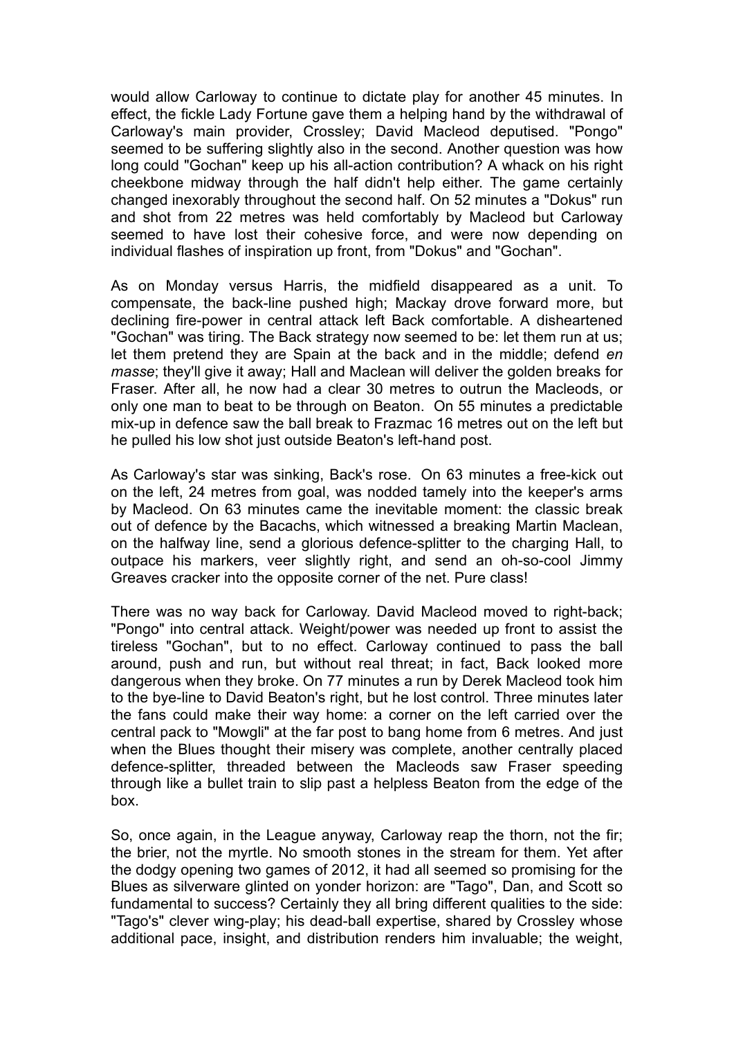would allow Carloway to continue to dictate play for another 45 minutes. In effect, the fickle Lady Fortune gave them a helping hand by the withdrawal of Carloway's main provider, Crossley; David Macleod deputised. "Pongo" seemed to be suffering slightly also in the second. Another question was how long could "Gochan" keep up his all-action contribution? A whack on his right cheekbone midway through the half didn't help either. The game certainly changed inexorably throughout the second half. On 52 minutes a "Dokus" run and shot from 22 metres was held comfortably by Macleod but Carloway seemed to have lost their cohesive force, and were now depending on individual flashes of inspiration up front, from "Dokus" and "Gochan".

As on Monday versus Harris, the midfield disappeared as a unit. To compensate, the back-line pushed high; Mackay drove forward more, but declining fire-power in central attack left Back comfortable. A disheartened "Gochan" was tiring. The Back strategy now seemed to be: let them run at us; let them pretend they are Spain at the back and in the middle; defend *en masse*; they'll give it away; Hall and Maclean will deliver the golden breaks for Fraser. After all, he now had a clear 30 metres to outrun the Macleods, or only one man to beat to be through on Beaton. On 55 minutes a predictable mix-up in defence saw the ball break to Frazmac 16 metres out on the left but he pulled his low shot just outside Beaton's left-hand post.

As Carloway's star was sinking, Back's rose. On 63 minutes a free-kick out on the left, 24 metres from goal, was nodded tamely into the keeper's arms by Macleod. On 63 minutes came the inevitable moment: the classic break out of defence by the Bacachs, which witnessed a breaking Martin Maclean, on the halfway line, send a glorious defence-splitter to the charging Hall, to outpace his markers, veer slightly right, and send an oh-so-cool Jimmy Greaves cracker into the opposite corner of the net. Pure class!

There was no way back for Carloway. David Macleod moved to right-back; "Pongo" into central attack. Weight/power was needed up front to assist the tireless "Gochan", but to no effect. Carloway continued to pass the ball around, push and run, but without real threat; in fact, Back looked more dangerous when they broke. On 77 minutes a run by Derek Macleod took him to the bye-line to David Beaton's right, but he lost control. Three minutes later the fans could make their way home: a corner on the left carried over the central pack to "Mowgli" at the far post to bang home from 6 metres. And just when the Blues thought their misery was complete, another centrally placed defence-splitter, threaded between the Macleods saw Fraser speeding through like a bullet train to slip past a helpless Beaton from the edge of the box.

So, once again, in the League anyway, Carloway reap the thorn, not the fir; the brier, not the myrtle. No smooth stones in the stream for them. Yet after the dodgy opening two games of 2012, it had all seemed so promising for the Blues as silverware glinted on yonder horizon: are "Tago", Dan, and Scott so fundamental to success? Certainly they all bring different qualities to the side: "Tago's" clever wing-play; his dead-ball expertise, shared by Crossley whose additional pace, insight, and distribution renders him invaluable; the weight,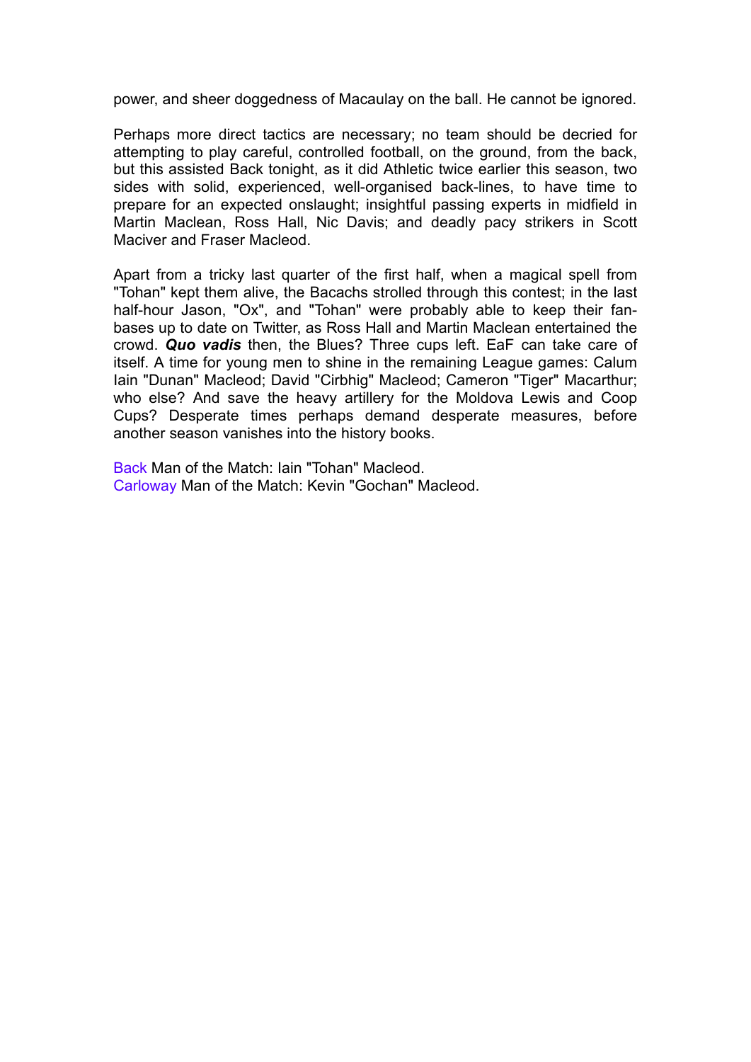power, and sheer doggedness of Macaulay on the ball. He cannot be ignored.

Perhaps more direct tactics are necessary; no team should be decried for attempting to play careful, controlled football, on the ground, from the back, but this assisted Back tonight, as it did Athletic twice earlier this season, two sides with solid, experienced, well-organised back-lines, to have time to prepare for an expected onslaught; insightful passing experts in midfield in Martin Maclean, Ross Hall, Nic Davis; and deadly pacy strikers in Scott Maciver and Fraser Macleod.

Apart from a tricky last quarter of the first half, when a magical spell from "Tohan" kept them alive, the Bacachs strolled through this contest; in the last half-hour Jason, "Ox", and "Tohan" were probably able to keep their fan-bases up to date on Twitter, as Ross Hall and Martin Maclean entertained the crowd. ***Quo vadis*** then, the Blues? Three cups left. EaF can take care of itself. A time for young men to shine in the remaining League games: Calum Iain "Dunan" Macleod; David "Cirbhig" Macleod; Cameron "Tiger" Macarthur; who else? And save the heavy artillery for the Moldova Lewis and Coop Cups? Desperate times perhaps demand desperate measures, before another season vanishes into the history books.

Back Man of the Match: Iain "Tohan" Macleod.
Carloway Man of the Match: Kevin "Gochan" Macleod.